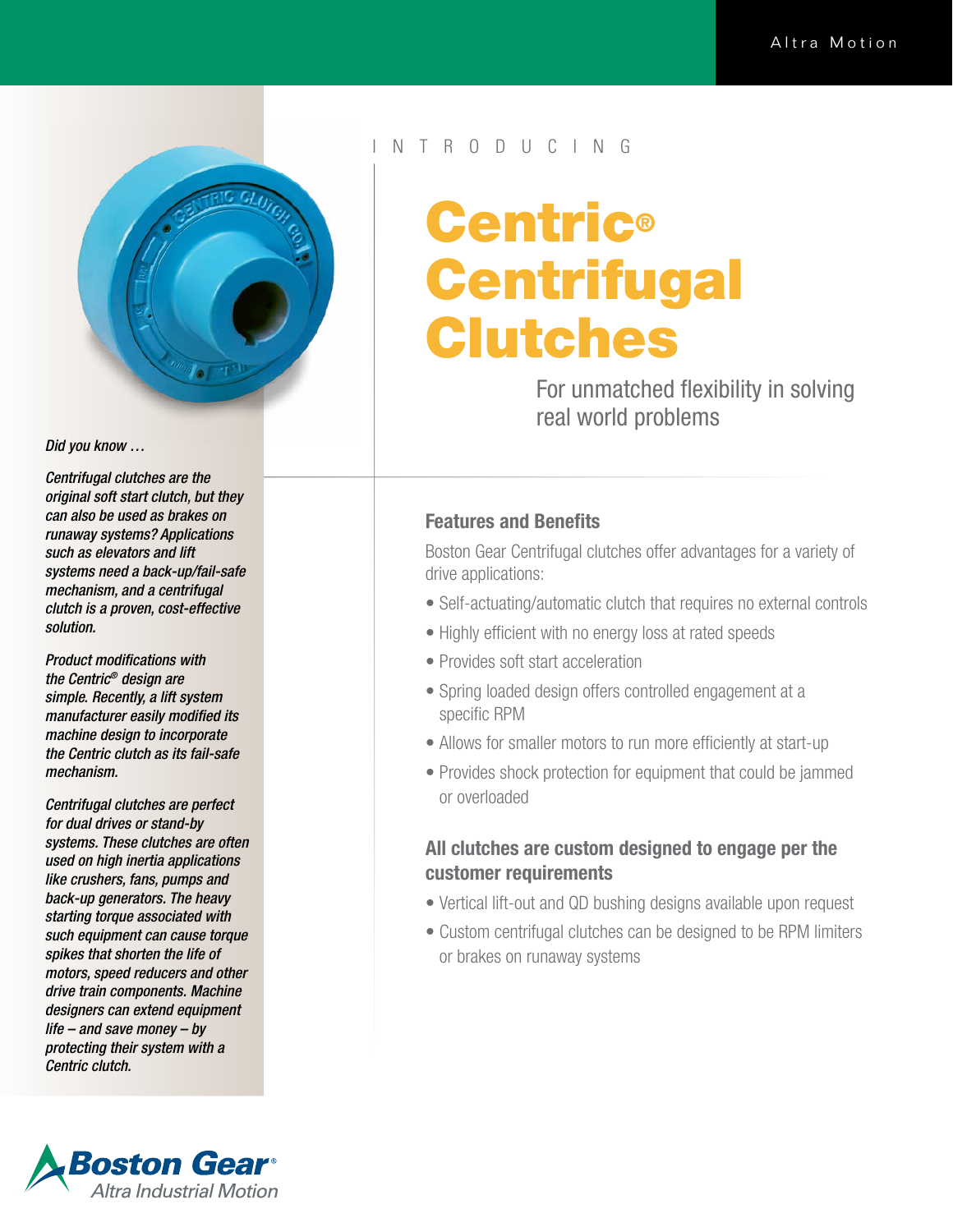Altra Motion

INTRODUCING

# Centric® Centrifugal Clutches

For unmatched flexibility in solving real world problems

## Features and Benefits

Boston Gear Centrifugal clutches offer advantages for a variety of drive applications:

- Self-actuating/automatic clutch that requires no external controls
- Highly efficient with no energy loss at rated speeds
- Provides soft start acceleration
- Spring loaded design offers controlled engagement at a specific RPM
- Allows for smaller motors to run more efficiently at start-up
- Provides shock protection for equipment that could be jammed or overloaded

## All clutches are custom designed to engage per the customer requirements

- Vertical lift-out and QD bushing designs available upon request
- Custom centrifugal clutches can be designed to be RPM limiters or brakes on runaway systems

*Did you know …*

*Centrifugal clutches are the original soft start clutch, but they can also be used as brakes on runaway systems? Applications such as elevators and lift systems need a back-up/fail-safe mechanism, and a centrifugal clutch is a proven, cost-effective solution.*

*Product modifications with the Centric® design are simple. Recently, a lift system manufacturer easily modified its machine design to incorporate the Centric clutch as its fail-safe mechanism.*

*Centrifugal clutches are perfect for dual drives or stand-by systems. These clutches are often used on high inertia applications like crushers, fans, pumps and back-up generators. The heavy starting torque associated with such equipment can cause torque spikes that shorten the life of motors, speed reducers and other drive train components. Machine designers can extend equipment life – and save money – by protecting their system with a Centric clutch.*

Boston Gear®
Altra Industrial Motion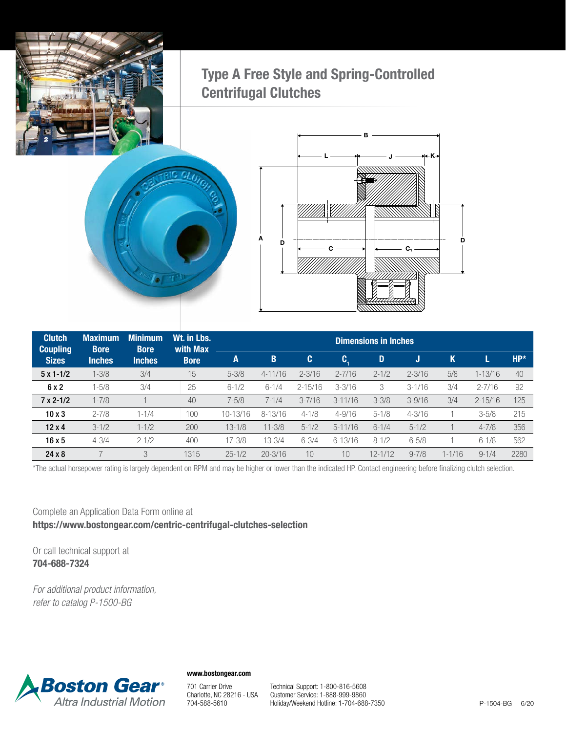# Type A Free Style and Spring-Controlled Centrifugal Clutches

| Clutch Coupling Sizes | Maximum Bore Inches | Minimum Bore Inches | Wt. in Lbs. with Max Bore | Dimensions in Inches | | | | | | | | |
|---|---|---|---|---|---|---|---|---|---|---|---|---|
| | | | | A | B | C | $C_1$ | D | J | K | L | HP* |
| **5 x 1-1/2** | 1-3/8 | 3/4 | 15 | 5-3/8 | 4-11/16 | 2-3/16 | 2-7/16 | 2-1/2 | 2-3/16 | 5/8 | 1-13/16 | 40 |
| **6 x 2** | 1-5/8 | 3/4 | 25 | 6-1/2 | 6-1/4 | 2-15/16 | 3-3/16 | 3 | 3-1/16 | 3/4 | 2-7/16 | 92 |
| **7 x 2-1/2** | 1-7/8 | 1 | 40 | 7-5/8 | 7-1/4 | 3-7/16 | 3-11/16 | 3-3/8 | 3-9/16 | 3/4 | 2-15/16 | 125 |
| **10 x 3** | 2-7/8 | 1-1/4 | 100 | 10-13/16 | 8-13/16 | 4-1/8 | 4-9/16 | 5-1/8 | 4-3/16 | 1 | 3-5/8 | 215 |
| **12 x 4** | 3-1/2 | 1-1/2 | 200 | 13-1/8 | 11-3/8 | 5-1/2 | 5-11/16 | 6-1/4 | 5-1/2 | 1 | 4-7/8 | 356 |
| **16 x 5** | 4-3/4 | 2-1/2 | 400 | 17-3/8 | 13-3/4 | 6-3/4 | 6-13/16 | 8-1/2 | 6-5/8 | 1 | 6-1/8 | 562 |
| **24 x 8** | 7 | 3 | 1315 | 25-1/2 | 20-3/16 | 10 | 10 | 12-1/12 | 9-7/8 | 1-1/16 | 9-1/4 | 2280 |

*The actual horsepower rating is largely dependent on RPM and may be higher or lower than the indicated HP. Contact engineering before finalizing clutch selection.

Complete an Application Data Form online at
**https://www.bostongear.com/centric-centrifugal-clutches-selection**

Or call technical support at
**704-688-7324**

*For additional product information, refer to catalog P-1500-BG*

**www.bostongear.com**

701 Carrier Drive
Charlotte, NC 28216 - USA
704-588-5610

Technical Support: 1-800-816-5608
Customer Service: 1-888-999-9860
Holiday/Weekend Hotline: 1-704-688-7350

P-1504-BG 6/20